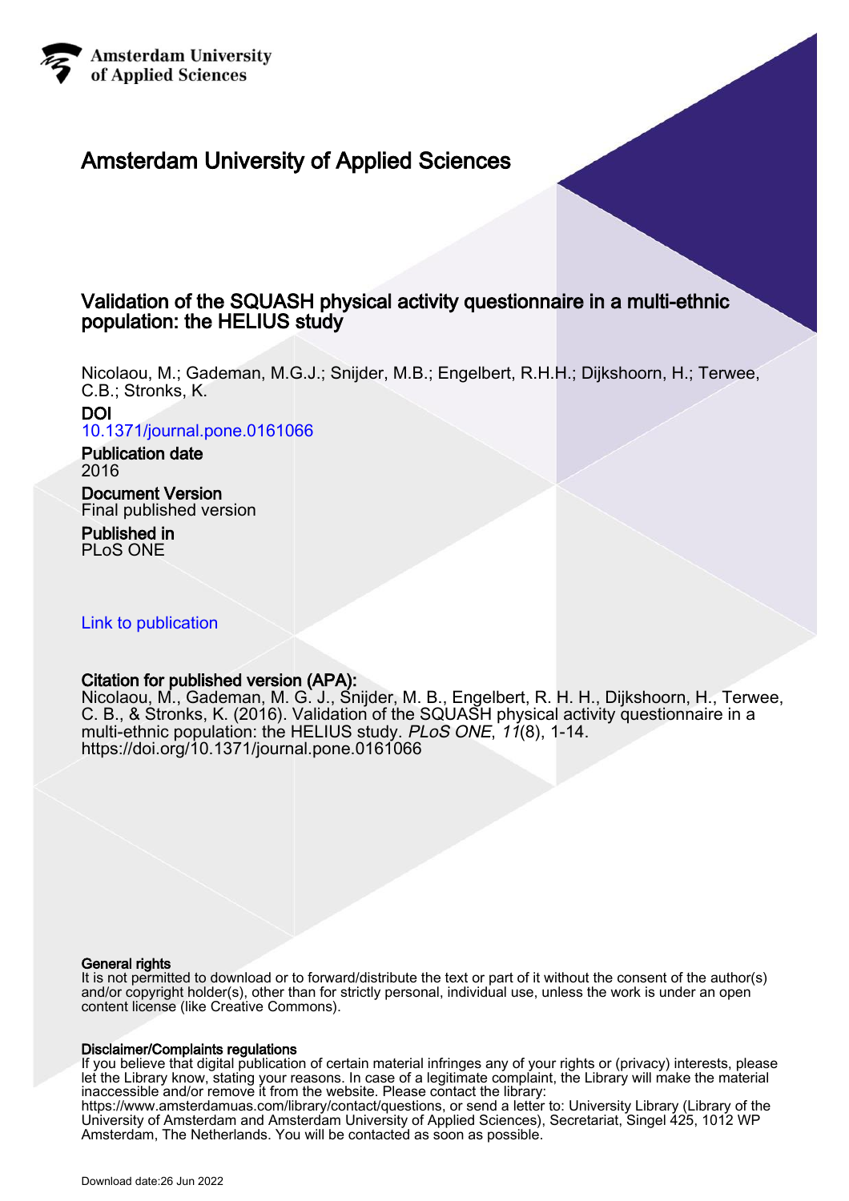Amsterdam University
of Applied Sciences

# Amsterdam University of Applied Sciences

## Validation of the SQUASH physical activity questionnaire in a multi-ethnic population: the HELIUS study

Nicolaou, M.; Gademan, M.G.J.; Snijder, M.B.; Engelbert, R.H.H.; Dijkshoorn, H.; Terwee, C.B.; Stronks, K.

**DOI**
10.1371/journal.pone.0161066

**Publication date**
2016

**Document Version**
Final published version

**Published in**
PLoS ONE

Link to publication

**Citation for published version (APA):**
Nicolaou, M., Gademan, M. G. J., Snijder, M. B., Engelbert, R. H. H., Dijkshoorn, H., Terwee, C. B., & Stronks, K. (2016). Validation of the SQUASH physical activity questionnaire in a multi-ethnic population: the HELIUS study. *PLoS ONE*, *11*(8), 1-14. https://doi.org/10.1371/journal.pone.0161066

**General rights**
It is not permitted to download or to forward/distribute the text or part of it without the consent of the author(s) and/or copyright holder(s), other than for strictly personal, individual use, unless the work is under an open content license (like Creative Commons).

**Disclaimer/Complaints regulations**
If you believe that digital publication of certain material infringes any of your rights or (privacy) interests, please let the Library know, stating your reasons. In case of a legitimate complaint, the Library will make the material inaccessible and/or remove it from the website. Please contact the library: https://www.amsterdamuas.com/library/contact/questions, or send a letter to: University Library (Library of the University of Amsterdam and Amsterdam University of Applied Sciences), Secretariat, Singel 425, 1012 WP Amsterdam, The Netherlands. You will be contacted as soon as possible.

Download date:26 Jun 2022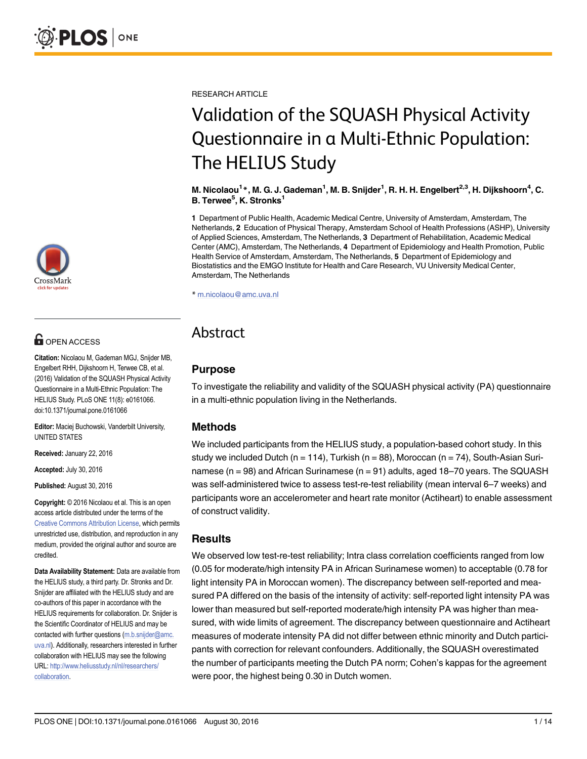RESEARCH ARTICLE

# Validation of the SQUASH Physical Activity Questionnaire in a Multi-Ethnic Population: The HELIUS Study

**M. Nicolaou[1]*, M. G. J. Gademan[1], M. B. Snijder[1], R. H. H. Engelbert[2,3], H. Dijkshoorn[4], C. B. Terwee[5], K. Stronks[1]**

**1** Department of Public Health, Academic Medical Centre, University of Amsterdam, Amsterdam, The Netherlands, **2** Education of Physical Therapy, Amsterdam School of Health Professions (ASHP), University of Applied Sciences, Amsterdam, The Netherlands, **3** Department of Rehabilitation, Academic Medical Center (AMC), Amsterdam, The Netherlands, **4** Department of Epidemiology and Health Promotion, Public Health Service of Amsterdam, Amsterdam, The Netherlands, **5** Department of Epidemiology and Biostatistics and the EMGO Institute for Health and Care Research, VU University Medical Center, Amsterdam, The Netherlands

* m.nicolaou@amc.uva.nl

OPEN ACCESS

**Citation:** Nicolaou M, Gademan MGJ, Snijder MB, Engelbert RHH, Dijkshoorn H, Terwee CB, et al. (2016) Validation of the SQUASH Physical Activity Questionnaire in a Multi-Ethnic Population: The HELIUS Study. PLoS ONE 11(8): e0161066. doi:10.1371/journal.pone.0161066

**Editor:** Maciej Buchowski, Vanderbilt University, UNITED STATES

**Received:** January 22, 2016

**Accepted:** July 30, 2016

**Published:** August 30, 2016

**Copyright:** © 2016 Nicolaou et al. This is an open access article distributed under the terms of the Creative Commons Attribution License, which permits unrestricted use, distribution, and reproduction in any medium, provided the original author and source are credited.

**Data Availability Statement:** Data are available from the HELIUS study, a third party. Dr. Stronks and Dr. Snijder are affiliated with the HELIUS study and are co-authors of this paper in accordance with the HELIUS requirements for collaboration. Dr. Snijder is the Scientific Coordinator of HELIUS and may be contacted with further questions (m.b.snijder@amc.uva.nl). Additionally, researchers interested in further collaboration with HELIUS may see the following URL: http://www.heliusstudy.nl/nl/researchers/collaboration.

## Abstract

### Purpose

To investigate the reliability and validity of the SQUASH physical activity (PA) questionnaire in a multi-ethnic population living in the Netherlands.

### Methods

We included participants from the HELIUS study, a population-based cohort study. In this study we included Dutch (n = 114), Turkish (n = 88), Moroccan (n = 74), South-Asian Surinamese (n = 98) and African Surinamese (n = 91) adults, aged 18–70 years. The SQUASH was self-administered twice to assess test-re-test reliability (mean interval 6–7 weeks) and participants wore an accelerometer and heart rate monitor (Actiheart) to enable assessment of construct validity.

### Results

We observed low test-re-test reliability; Intra class correlation coefficients ranged from low (0.05 for moderate/high intensity PA in African Surinamese women) to acceptable (0.78 for light intensity PA in Moroccan women). The discrepancy between self-reported and measured PA differed on the basis of the intensity of activity: self-reported light intensity PA was lower than measured but self-reported moderate/high intensity PA was higher than measured, with wide limits of agreement. The discrepancy between questionnaire and Actiheart measures of moderate intensity PA did not differ between ethnic minority and Dutch participants with correction for relevant confounders. Additionally, the SQUASH overestimated the number of participants meeting the Dutch PA norm; Cohen's kappas for the agreement were poor, the highest being 0.30 in Dutch women.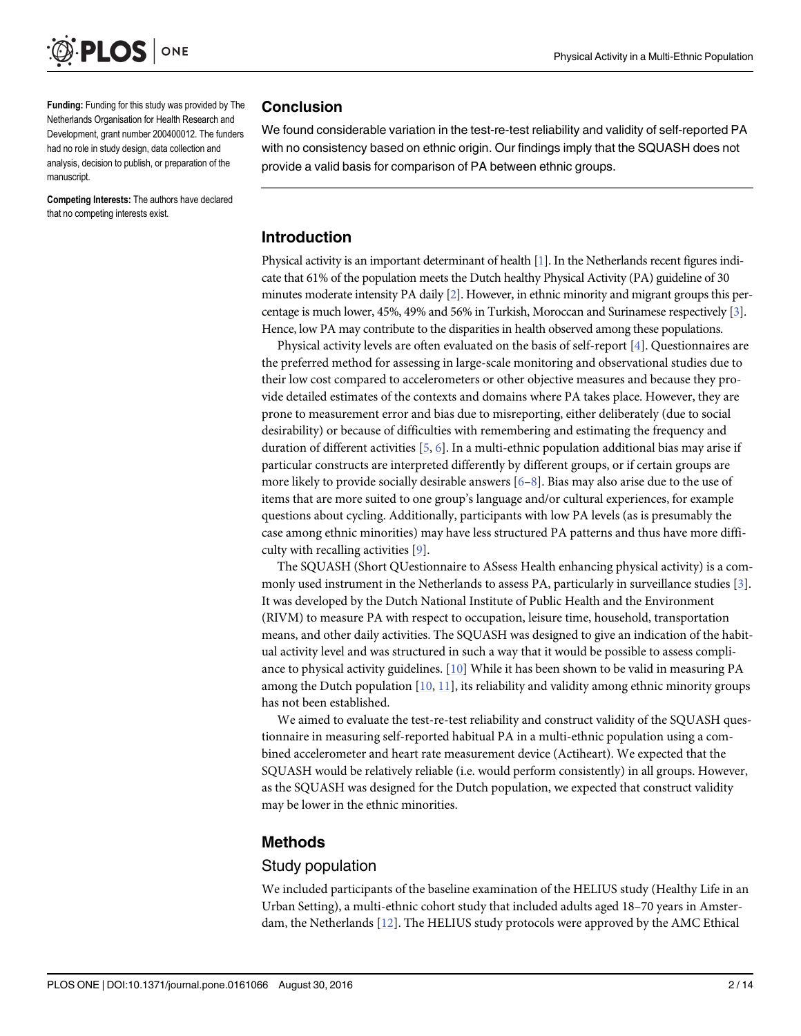**Funding:** Funding for this study was provided by The Netherlands Organisation for Health Research and Development, grant number 200400012. The funders had no role in study design, data collection and analysis, decision to publish, or preparation of the manuscript.

**Competing Interests:** The authors have declared that no competing interests exist.

## Conclusion

We found considerable variation in the test-re-test reliability and validity of self-reported PA with no consistency based on ethnic origin. Our findings imply that the SQUASH does not provide a valid basis for comparison of PA between ethnic groups.

## Introduction

Physical activity is an important determinant of health [1]. In the Netherlands recent figures indicate that 61% of the population meets the Dutch healthy Physical Activity (PA) guideline of 30 minutes moderate intensity PA daily [2]. However, in ethnic minority and migrant groups this percentage is much lower, 45%, 49% and 56% in Turkish, Moroccan and Surinamese respectively [3]. Hence, low PA may contribute to the disparities in health observed among these populations.

Physical activity levels are often evaluated on the basis of self-report [4]. Questionnaires are the preferred method for assessing in large-scale monitoring and observational studies due to their low cost compared to accelerometers or other objective measures and because they provide detailed estimates of the contexts and domains where PA takes place. However, they are prone to measurement error and bias due to misreporting, either deliberately (due to social desirability) or because of difficulties with remembering and estimating the frequency and duration of different activities [5, 6]. In a multi-ethnic population additional bias may arise if particular constructs are interpreted differently by different groups, or if certain groups are more likely to provide socially desirable answers [6–8]. Bias may also arise due to the use of items that are more suited to one group's language and/or cultural experiences, for example questions about cycling. Additionally, participants with low PA levels (as is presumably the case among ethnic minorities) may have less structured PA patterns and thus have more difficulty with recalling activities [9].

The SQUASH (Short QUestionnaire to ASsess Health enhancing physical activity) is a commonly used instrument in the Netherlands to assess PA, particularly in surveillance studies [3]. It was developed by the Dutch National Institute of Public Health and the Environment (RIVM) to measure PA with respect to occupation, leisure time, household, transportation means, and other daily activities. The SQUASH was designed to give an indication of the habitual activity level and was structured in such a way that it would be possible to assess compliance to physical activity guidelines. [10] While it has been shown to be valid in measuring PA among the Dutch population [10, 11], its reliability and validity among ethnic minority groups has not been established.

We aimed to evaluate the test-re-test reliability and construct validity of the SQUASH questionnaire in measuring self-reported habitual PA in a multi-ethnic population using a combined accelerometer and heart rate measurement device (Actiheart). We expected that the SQUASH would be relatively reliable (i.e. would perform consistently) in all groups. However, as the SQUASH was designed for the Dutch population, we expected that construct validity may be lower in the ethnic minorities.

## Methods

### Study population

We included participants of the baseline examination of the HELIUS study (Healthy Life in an Urban Setting), a multi-ethnic cohort study that included adults aged 18–70 years in Amsterdam, the Netherlands [12]. The HELIUS study protocols were approved by the AMC Ethical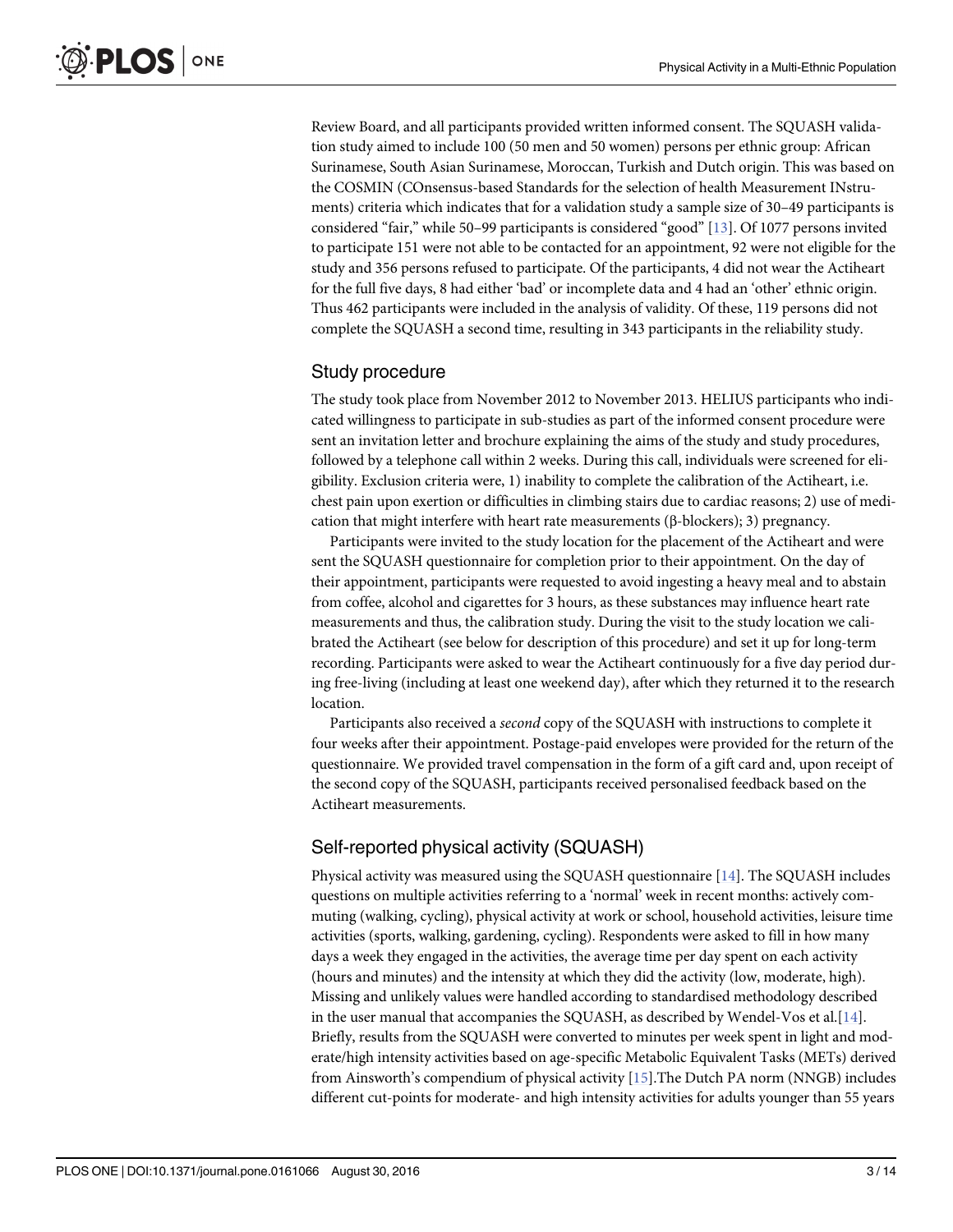Review Board, and all participants provided written informed consent. The SQUASH validation study aimed to include 100 (50 men and 50 women) persons per ethnic group: African Surinamese, South Asian Surinamese, Moroccan, Turkish and Dutch origin. This was based on the COSMIN (COnsensus-based Standards for the selection of health Measurement INstruments) criteria which indicates that for a validation study a sample size of 30–49 participants is considered "fair," while 50–99 participants is considered "good" [13]. Of 1077 persons invited to participate 151 were not able to be contacted for an appointment, 92 were not eligible for the study and 356 persons refused to participate. Of the participants, 4 did not wear the Actiheart for the full five days, 8 had either 'bad' or incomplete data and 4 had an 'other' ethnic origin. Thus 462 participants were included in the analysis of validity. Of these, 119 persons did not complete the SQUASH a second time, resulting in 343 participants in the reliability study.

## Study procedure

The study took place from November 2012 to November 2013. HELIUS participants who indicated willingness to participate in sub-studies as part of the informed consent procedure were sent an invitation letter and brochure explaining the aims of the study and study procedures, followed by a telephone call within 2 weeks. During this call, individuals were screened for eligibility. Exclusion criteria were, 1) inability to complete the calibration of the Actiheart, i.e. chest pain upon exertion or difficulties in climbing stairs due to cardiac reasons; 2) use of medication that might interfere with heart rate measurements (β-blockers); 3) pregnancy.

Participants were invited to the study location for the placement of the Actiheart and were sent the SQUASH questionnaire for completion prior to their appointment. On the day of their appointment, participants were requested to avoid ingesting a heavy meal and to abstain from coffee, alcohol and cigarettes for 3 hours, as these substances may influence heart rate measurements and thus, the calibration study. During the visit to the study location we calibrated the Actiheart (see below for description of this procedure) and set it up for long-term recording. Participants were asked to wear the Actiheart continuously for a five day period during free-living (including at least one weekend day), after which they returned it to the research location.

Participants also received a *second* copy of the SQUASH with instructions to complete it four weeks after their appointment. Postage-paid envelopes were provided for the return of the questionnaire. We provided travel compensation in the form of a gift card and, upon receipt of the second copy of the SQUASH, participants received personalised feedback based on the Actiheart measurements.

## Self-reported physical activity (SQUASH)

Physical activity was measured using the SQUASH questionnaire [14]. The SQUASH includes questions on multiple activities referring to a 'normal' week in recent months: actively commuting (walking, cycling), physical activity at work or school, household activities, leisure time activities (sports, walking, gardening, cycling). Respondents were asked to fill in how many days a week they engaged in the activities, the average time per day spent on each activity (hours and minutes) and the intensity at which they did the activity (low, moderate, high). Missing and unlikely values were handled according to standardised methodology described in the user manual that accompanies the SQUASH, as described by Wendel-Vos et al.[14]. Briefly, results from the SQUASH were converted to minutes per week spent in light and moderate/high intensity activities based on age-specific Metabolic Equivalent Tasks (METs) derived from Ainsworth's compendium of physical activity [15].The Dutch PA norm (NNGB) includes different cut-points for moderate- and high intensity activities for adults younger than 55 years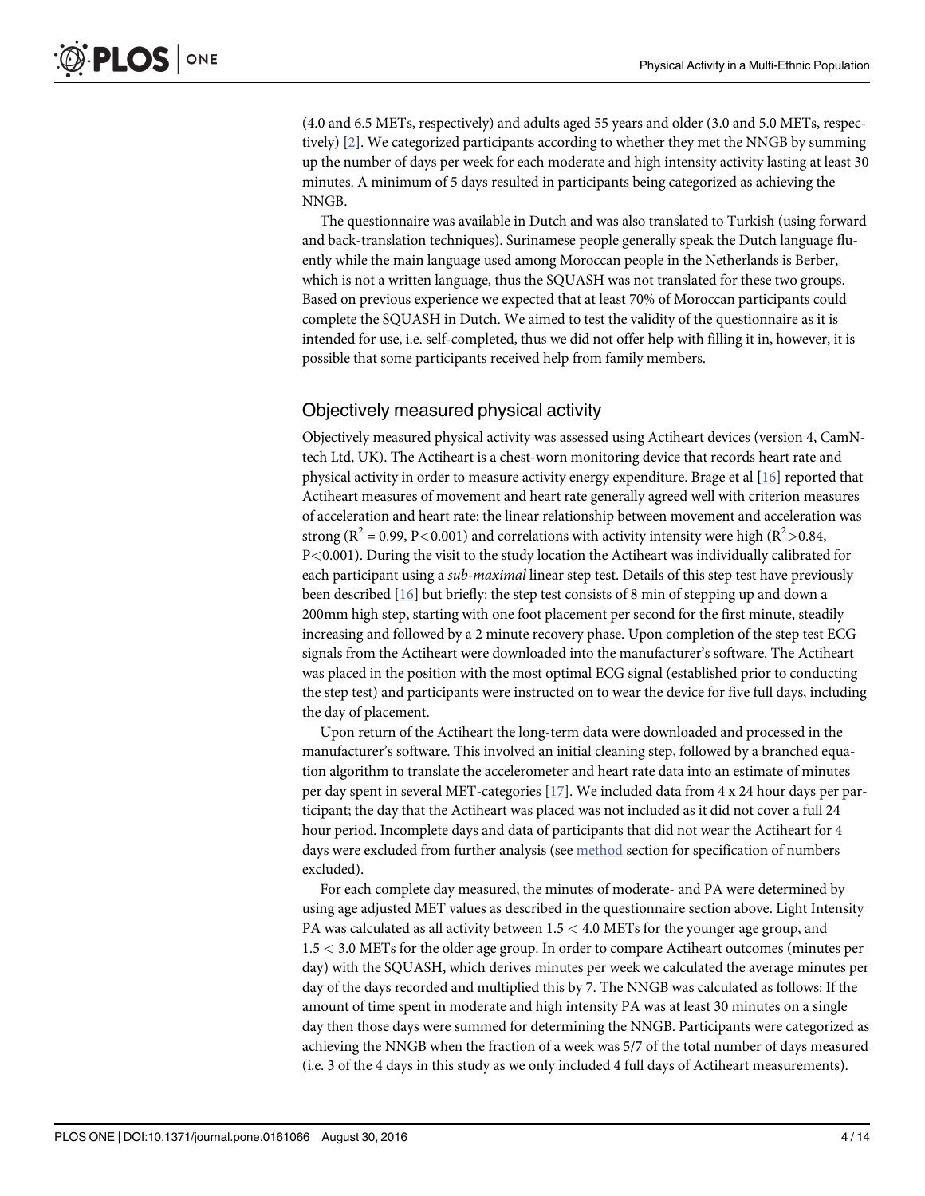(4.0 and 6.5 METs, respectively) and adults aged 55 years and older (3.0 and 5.0 METs, respectively) [2]. We categorized participants according to whether they met the NNGB by summing up the number of days per week for each moderate and high intensity activity lasting at least 30 minutes. A minimum of 5 days resulted in participants being categorized as achieving the NNGB.

The questionnaire was available in Dutch and was also translated to Turkish (using forward and back-translation techniques). Surinamese people generally speak the Dutch language fluently while the main language used among Moroccan people in the Netherlands is Berber, which is not a written language, thus the SQUASH was not translated for these two groups. Based on previous experience we expected that at least 70% of Moroccan participants could complete the SQUASH in Dutch. We aimed to test the validity of the questionnaire as it is intended for use, i.e. self-completed, thus we did not offer help with filling it in, however, it is possible that some participants received help from family members.

## Objectively measured physical activity

Objectively measured physical activity was assessed using Actiheart devices (version 4, CamNtech Ltd, UK). The Actiheart is a chest-worn monitoring device that records heart rate and physical activity in order to measure activity energy expenditure. Brage et al [16] reported that Actiheart measures of movement and heart rate generally agreed well with criterion measures of acceleration and heart rate: the linear relationship between movement and acceleration was strong ($R^2 = 0.99$, $P<0.001$) and correlations with activity intensity were high ($R^2>0.84$, $P<0.001$). During the visit to the study location the Actiheart was individually calibrated for each participant using a *sub-maximal* linear step test. Details of this step test have previously been described [16] but briefly: the step test consists of 8 min of stepping up and down a 200mm high step, starting with one foot placement per second for the first minute, steadily increasing and followed by a 2 minute recovery phase. Upon completion of the step test ECG signals from the Actiheart were downloaded into the manufacturer's software. The Actiheart was placed in the position with the most optimal ECG signal (established prior to conducting the step test) and participants were instructed on to wear the device for five full days, including the day of placement.

Upon return of the Actiheart the long-term data were downloaded and processed in the manufacturer's software. This involved an initial cleaning step, followed by a branched equation algorithm to translate the accelerometer and heart rate data into an estimate of minutes per day spent in several MET-categories [17]. We included data from 4 x 24 hour days per participant; the day that the Actiheart was placed was not included as it did not cover a full 24 hour period. Incomplete days and data of participants that did not wear the Actiheart for 4 days were excluded from further analysis (see method section for specification of numbers excluded).

For each complete day measured, the minutes of moderate- and PA were determined by using age adjusted MET values as described in the questionnaire section above. Light Intensity PA was calculated as all activity between $1.5 < 4.0$ METs for the younger age group, and $1.5 < 3.0$ METs for the older age group. In order to compare Actiheart outcomes (minutes per day) with the SQUASH, which derives minutes per week we calculated the average minutes per day of the days recorded and multiplied this by 7. The NNGB was calculated as follows: If the amount of time spent in moderate and high intensity PA was at least 30 minutes on a single day then those days were summed for determining the NNGB. Participants were categorized as achieving the NNGB when the fraction of a week was 5/7 of the total number of days measured (i.e. 3 of the 4 days in this study as we only included 4 full days of Actiheart measurements).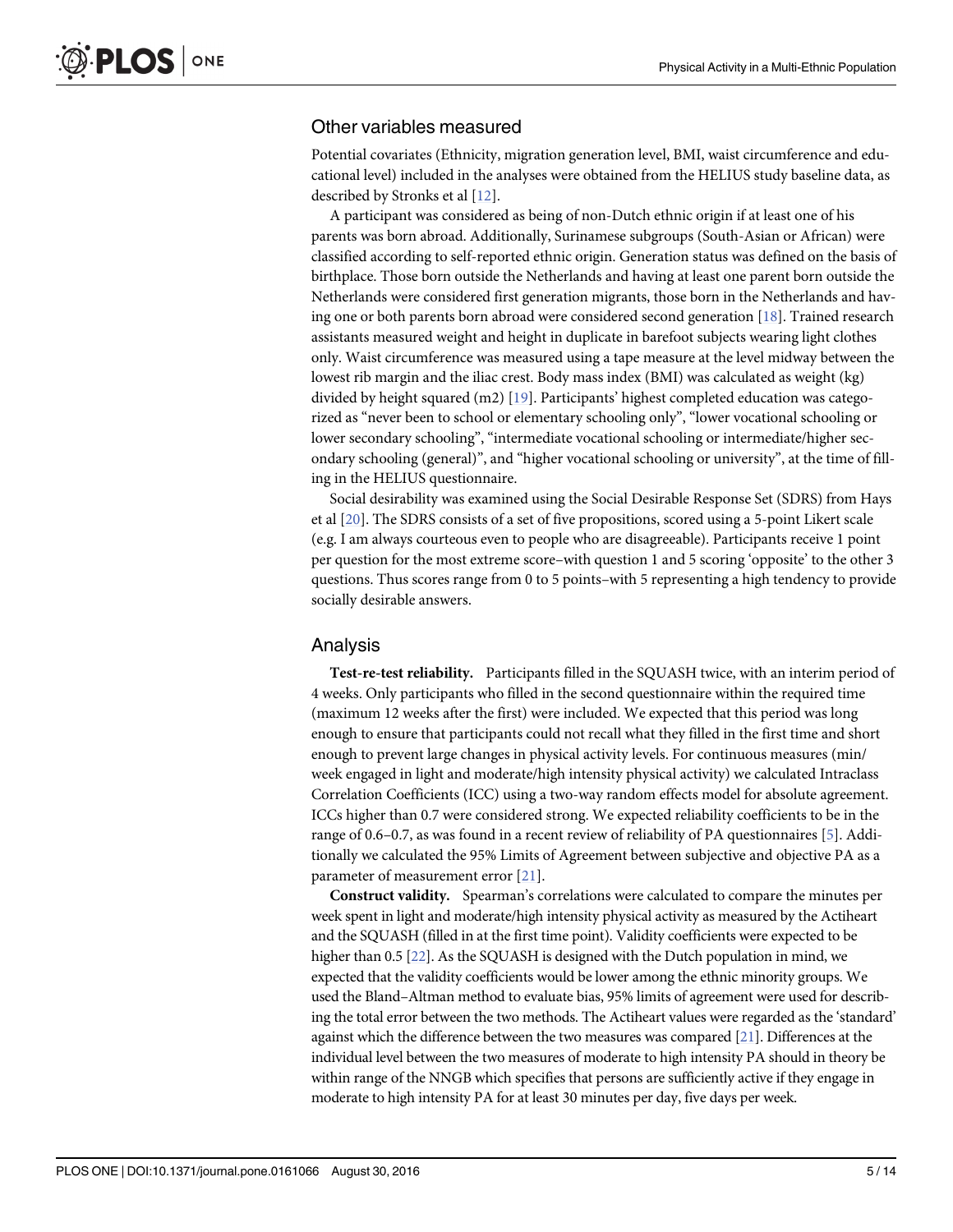## Other variables measured

Potential covariates (Ethnicity, migration generation level, BMI, waist circumference and educational level) included in the analyses were obtained from the HELIUS study baseline data, as described by Stronks et al [12].

A participant was considered as being of non-Dutch ethnic origin if at least one of his parents was born abroad. Additionally, Surinamese subgroups (South-Asian or African) were classified according to self-reported ethnic origin. Generation status was defined on the basis of birthplace. Those born outside the Netherlands and having at least one parent born outside the Netherlands were considered first generation migrants, those born in the Netherlands and having one or both parents born abroad were considered second generation [18]. Trained research assistants measured weight and height in duplicate in barefoot subjects wearing light clothes only. Waist circumference was measured using a tape measure at the level midway between the lowest rib margin and the iliac crest. Body mass index (BMI) was calculated as weight (kg) divided by height squared (m2) [19]. Participants' highest completed education was categorized as "never been to school or elementary schooling only", "lower vocational schooling or lower secondary schooling", "intermediate vocational schooling or intermediate/higher secondary schooling (general)", and "higher vocational schooling or university", at the time of filling in the HELIUS questionnaire.

Social desirability was examined using the Social Desirable Response Set (SDRS) from Hays et al [20]. The SDRS consists of a set of five propositions, scored using a 5-point Likert scale (e.g. I am always courteous even to people who are disagreeable). Participants receive 1 point per question for the most extreme score–with question 1 and 5 scoring 'opposite' to the other 3 questions. Thus scores range from 0 to 5 points–with 5 representing a high tendency to provide socially desirable answers.

## Analysis

**Test-re-test reliability.** Participants filled in the SQUASH twice, with an interim period of 4 weeks. Only participants who filled in the second questionnaire within the required time (maximum 12 weeks after the first) were included. We expected that this period was long enough to ensure that participants could not recall what they filled in the first time and short enough to prevent large changes in physical activity levels. For continuous measures (min/week engaged in light and moderate/high intensity physical activity) we calculated Intraclass Correlation Coefficients (ICC) using a two-way random effects model for absolute agreement. ICCs higher than 0.7 were considered strong. We expected reliability coefficients to be in the range of 0.6–0.7, as was found in a recent review of reliability of PA questionnaires [5]. Additionally we calculated the 95% Limits of Agreement between subjective and objective PA as a parameter of measurement error [21].

**Construct validity.** Spearman's correlations were calculated to compare the minutes per week spent in light and moderate/high intensity physical activity as measured by the Actiheart and the SQUASH (filled in at the first time point). Validity coefficients were expected to be higher than 0.5 [22]. As the SQUASH is designed with the Dutch population in mind, we expected that the validity coefficients would be lower among the ethnic minority groups. We used the Bland–Altman method to evaluate bias, 95% limits of agreement were used for describing the total error between the two methods. The Actiheart values were regarded as the 'standard' against which the difference between the two measures was compared [21]. Differences at the individual level between the two measures of moderate to high intensity PA should in theory be within range of the NNGB which specifies that persons are sufficiently active if they engage in moderate to high intensity PA for at least 30 minutes per day, five days per week.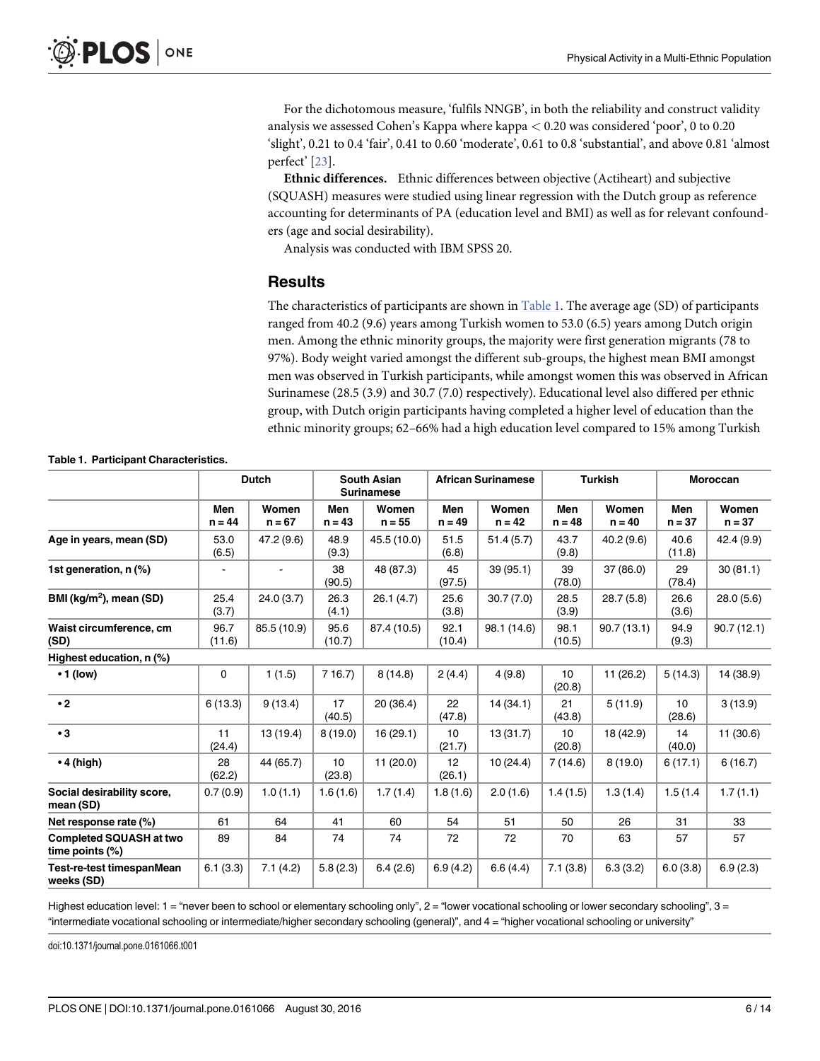For the dichotomous measure, 'fulfils NNGB', in both the reliability and construct validity analysis we assessed Cohen's Kappa where kappa $< 0.20$ was considered 'poor', 0 to 0.20 'slight', 0.21 to 0.4 'fair', 0.41 to 0.60 'moderate', 0.61 to 0.8 'substantial', and above 0.81 'almost perfect' [23].

**Ethnic differences.** Ethnic differences between objective (Actiheart) and subjective (SQUASH) measures were studied using linear regression with the Dutch group as reference accounting for determinants of PA (education level and BMI) as well as for relevant confounders (age and social desirability).

Analysis was conducted with IBM SPSS 20.

## Results

The characteristics of participants are shown in Table 1. The average age (SD) of participants ranged from 40.2 (9.6) years among Turkish women to 53.0 (6.5) years among Dutch origin men. Among the ethnic minority groups, the majority were first generation migrants (78 to 97%). Body weight varied amongst the different sub-groups, the highest mean BMI amongst men was observed in Turkish participants, while amongst women this was observed in African Surinamese (28.5 (3.9) and 30.7 (7.0) respectively). Educational level also differed per ethnic group, with Dutch origin participants having completed a higher level of education than the ethnic minority groups; 62–66% had a high education level compared to 15% among Turkish

**Table 1. Participant Characteristics.**

| | Dutch | | South Asian Surinamese | | African Surinamese | | Turkish | | Moroccan | |
|---|---|---|---|---|---|---|---|---|---|---|
| | Men n = 44 | Women n = 67 | Men n = 43 | Women n = 55 | Men n = 49 | Women n = 42 | Men n = 48 | Women n = 40 | Men n = 37 | Women n = 37 |
| **Age in years, mean (SD)** | 53.0 (6.5) | 47.2 (9.6) | 48.9 (9.3) | 45.5 (10.0) | 51.5 (6.8) | 51.4 (5.7) | 43.7 (9.8) | 40.2 (9.6) | 40.6 (11.8) | 42.4 (9.9) |
| **1st generation, n (%)** | - | - | 38 (90.5) | 48 (87.3) | 45 (97.5) | 39 (95.1) | 39 (78.0) | 37 (86.0) | 29 (78.4) | 30 (81.1) |
| **BMI (kg/m$^2$), mean (SD)** | 25.4 (3.7) | 24.0 (3.7) | 26.3 (4.1) | 26.1 (4.7) | 25.6 (3.8) | 30.7 (7.0) | 28.5 (3.9) | 28.7 (5.8) | 26.6 (3.6) | 28.0 (5.6) |
| **Waist circumference, cm (SD)** | 96.7 (11.6) | 85.5 (10.9) | 95.6 (10.7) | 87.4 (10.5) | 92.1 (10.4) | 98.1 (14.6) | 98.1 (10.5) | 90.7 (13.1) | 94.9 (9.3) | 90.7 (12.1) |
| **Highest education, n (%)** | | | | | | | | | | |
| **• 1 (low)** | 0 | 1 (1.5) | 7 16.7) | 8 (14.8) | 2 (4.4) | 4 (9.8) | 10 (20.8) | 11 (26.2) | 5 (14.3) | 14 (38.9) |
| **• 2** | 6 (13.3) | 9 (13.4) | 17 (40.5) | 20 (36.4) | 22 (47.8) | 14 (34.1) | 21 (43.8) | 5 (11.9) | 10 (28.6) | 3 (13.9) |
| **• 3** | 11 (24.4) | 13 (19.4) | 8 (19.0) | 16 (29.1) | 10 (21.7) | 13 (31.7) | 10 (20.8) | 18 (42.9) | 14 (40.0) | 11 (30.6) |
| **• 4 (high)** | 28 (62.2) | 44 (65.7) | 10 (23.8) | 11 (20.0) | 12 (26.1) | 10 (24.4) | 7 (14.6) | 8 (19.0) | 6 (17.1) | 6 (16.7) |
| **Social desirability score, mean (SD)** | 0.7 (0.9) | 1.0 (1.1) | 1.6 (1.6) | 1.7 (1.4) | 1.8 (1.6) | 2.0 (1.6) | 1.4 (1.5) | 1.3 (1.4) | 1.5 (1.4 | 1.7 (1.1) |
| **Net response rate (%)** | 61 | 64 | 41 | 60 | 54 | 51 | 50 | 26 | 31 | 33 |
| **Completed SQUASH at two time points (%)** | 89 | 84 | 74 | 74 | 72 | 72 | 70 | 63 | 57 | 57 |
| **Test-re-test timespanMean weeks (SD)** | 6.1 (3.3) | 7.1 (4.2) | 5.8 (2.3) | 6.4 (2.6) | 6.9 (4.2) | 6.6 (4.4) | 7.1 (3.8) | 6.3 (3.2) | 6.0 (3.8) | 6.9 (2.3) |

Highest education level: 1 = "never been to school or elementary schooling only", 2 = "lower vocational schooling or lower secondary schooling", 3 = "intermediate vocational schooling or intermediate/higher secondary schooling (general)", and 4 = "higher vocational schooling or university"

doi:10.1371/journal.pone.0161066.t001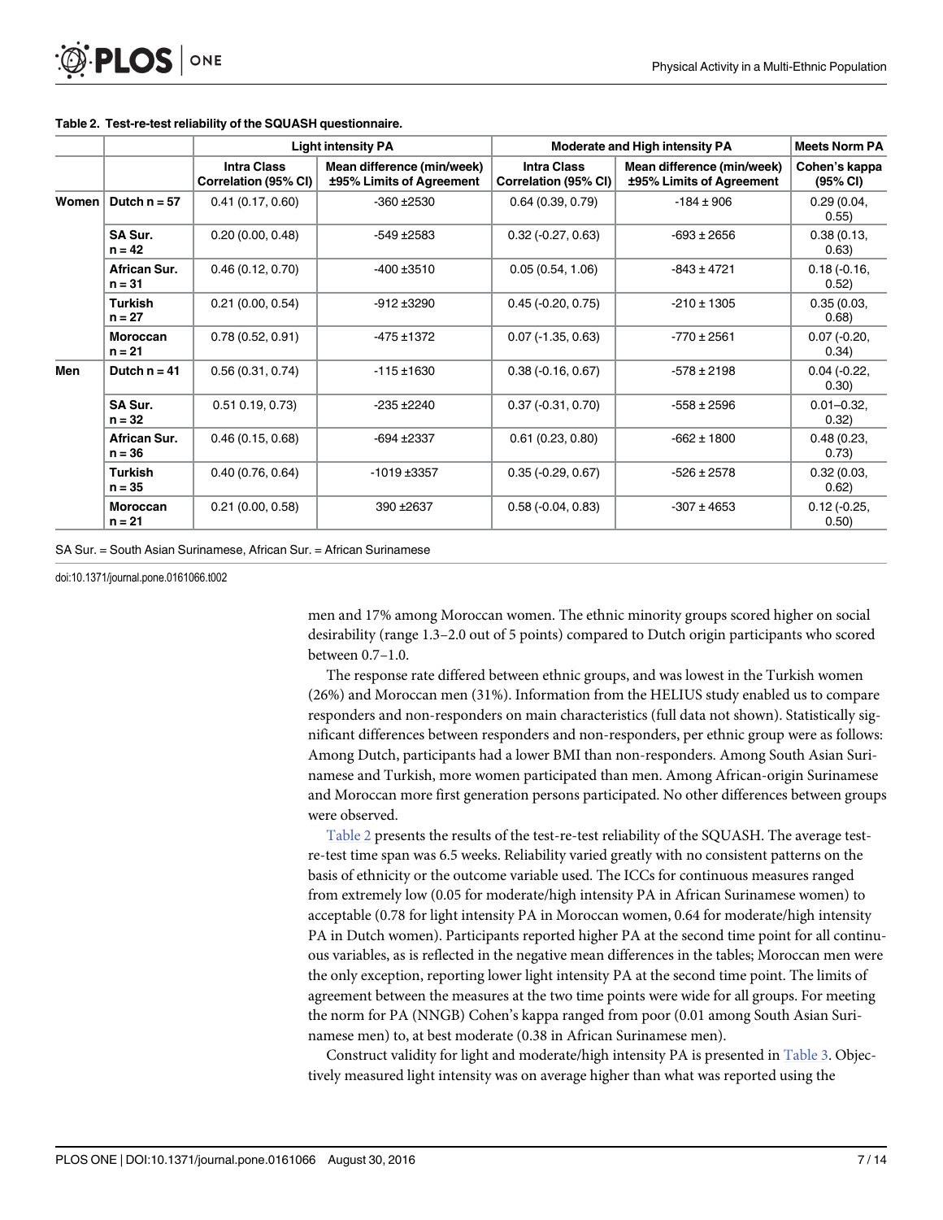**Table 2. Test-re-test reliability of the SQUASH questionnaire.**

| | | Light intensity PA | | Moderate and High intensity PA | | Meets Norm PA |
|---|---|---|---|---|---|---|
| | | Intra Class Correlation (95% CI) | Mean difference (min/week) ±95% Limits of Agreement | Intra Class Correlation (95% CI) | Mean difference (min/week) ±95% Limits of Agreement | Cohen's kappa (95% CI) |
| **Women** | **Dutch n = 57** | 0.41 (0.17, 0.60) | -360 ±2530 | 0.64 (0.39, 0.79) | -184 ± 906 | 0.29 (0.04, 0.55) |
| | **SA Sur. n = 42** | 0.20 (0.00, 0.48) | -549 ±2583 | 0.32 (-0.27, 0.63) | -693 ± 2656 | 0.38 (0.13, 0.63) |
| | **African Sur. n = 31** | 0.46 (0.12, 0.70) | -400 ±3510 | 0.05 (0.54, 1.06) | -843 ± 4721 | 0.18 (-0.16, 0.52) |
| | **Turkish n = 27** | 0.21 (0.00, 0.54) | -912 ±3290 | 0.45 (-0.20, 0.75) | -210 ± 1305 | 0.35 (0.03, 0.68) |
| | **Moroccan n = 21** | 0.78 (0.52, 0.91) | -475 ±1372 | 0.07 (-1.35, 0.63) | -770 ± 2561 | 0.07 (-0.20, 0.34) |
| **Men** | **Dutch n = 41** | 0.56 (0.31, 0.74) | -115 ±1630 | 0.38 (-0.16, 0.67) | -578 ± 2198 | 0.04 (-0.22, 0.30) |
| | **SA Sur. n = 32** | 0.51 0.19, 0.73) | -235 ±2240 | 0.37 (-0.31, 0.70) | -558 ± 2596 | 0.01–0.32, 0.32) |
| | **African Sur. n = 36** | 0.46 (0.15, 0.68) | -694 ±2337 | 0.61 (0.23, 0.80) | -662 ± 1800 | 0.48 (0.23, 0.73) |
| | **Turkish n = 35** | 0.40 (0.76, 0.64) | -1019 ±3357 | 0.35 (-0.29, 0.67) | -526 ± 2578 | 0.32 (0.03, 0.62) |
| | **Moroccan n = 21** | 0.21 (0.00, 0.58) | 390 ±2637 | 0.58 (-0.04, 0.83) | -307 ± 4653 | 0.12 (-0.25, 0.50) |

SA Sur. = South Asian Surinamese, African Sur. = African Surinamese

doi:10.1371/journal.pone.0161066.t002

men and 17% among Moroccan women. The ethnic minority groups scored higher on social desirability (range 1.3–2.0 out of 5 points) compared to Dutch origin participants who scored between 0.7–1.0.

The response rate differed between ethnic groups, and was lowest in the Turkish women (26%) and Moroccan men (31%). Information from the HELIUS study enabled us to compare responders and non-responders on main characteristics (full data not shown). Statistically significant differences between responders and non-responders, per ethnic group were as follows: Among Dutch, participants had a lower BMI than non-responders. Among South Asian Surinamese and Turkish, more women participated than men. Among African-origin Surinamese and Moroccan more first generation persons participated. No other differences between groups were observed.

Table 2 presents the results of the test-re-test reliability of the SQUASH. The average test-re-test time span was 6.5 weeks. Reliability varied greatly with no consistent patterns on the basis of ethnicity or the outcome variable used. The ICCs for continuous measures ranged from extremely low (0.05 for moderate/high intensity PA in African Surinamese women) to acceptable (0.78 for light intensity PA in Moroccan women, 0.64 for moderate/high intensity PA in Dutch women). Participants reported higher PA at the second time point for all continuous variables, as is reflected in the negative mean differences in the tables; Moroccan men were the only exception, reporting lower light intensity PA at the second time point. The limits of agreement between the measures at the two time points were wide for all groups. For meeting the norm for PA (NNGB) Cohen's kappa ranged from poor (0.01 among South Asian Surinamese men) to, at best moderate (0.38 in African Surinamese men).

Construct validity for light and moderate/high intensity PA is presented in Table 3. Objectively measured light intensity was on average higher than what was reported using the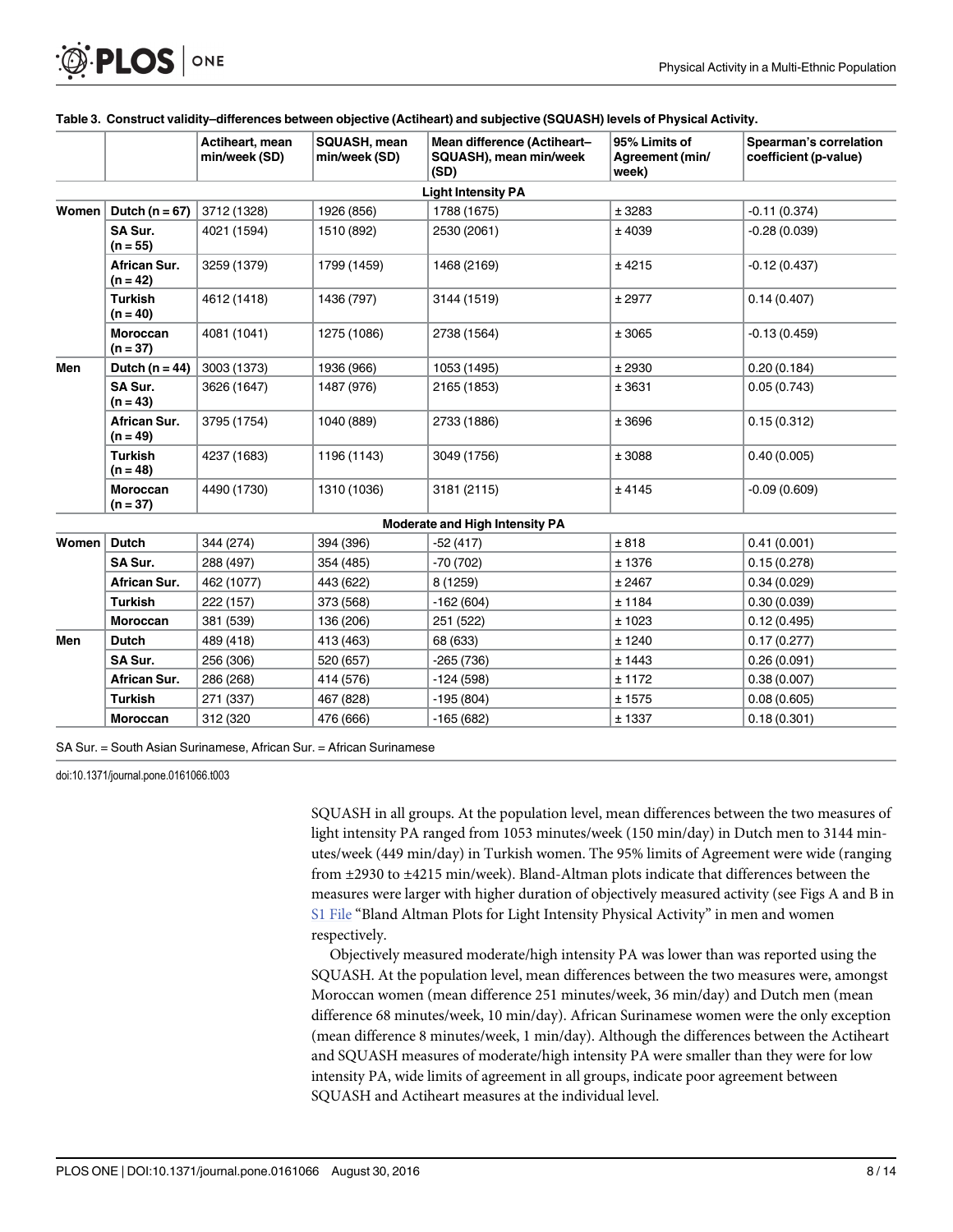**Table 3. Construct validity–differences between objective (Actiheart) and subjective (SQUASH) levels of Physical Activity.**

| | | Actiheart, mean min/week (SD) | SQUASH, mean min/week (SD) | Mean difference (Actiheart–SQUASH), mean min/week (SD) | 95% Limits of Agreement (min/week) | Spearman's correlation coefficient (p-value) |
|---|---|---|---|---|---|---|
| **Light Intensity PA** | | | | | | |
| **Women** | **Dutch (n = 67)** | 3712 (1328) | 1926 (856) | 1788 (1675) | ± 3283 | -0.11 (0.374) |
| | **SA Sur. (n = 55)** | 4021 (1594) | 1510 (892) | 2530 (2061) | ± 4039 | -0.28 (0.039) |
| | **African Sur. (n = 42)** | 3259 (1379) | 1799 (1459) | 1468 (2169) | ± 4215 | -0.12 (0.437) |
| | **Turkish (n = 40)** | 4612 (1418) | 1436 (797) | 3144 (1519) | ± 2977 | 0.14 (0.407) |
| | **Moroccan (n = 37)** | 4081 (1041) | 1275 (1086) | 2738 (1564) | ± 3065 | -0.13 (0.459) |
| **Men** | **Dutch (n = 44)** | 3003 (1373) | 1936 (966) | 1053 (1495) | ± 2930 | 0.20 (0.184) |
| | **SA Sur. (n = 43)** | 3626 (1647) | 1487 (976) | 2165 (1853) | ± 3631 | 0.05 (0.743) |
| | **African Sur. (n = 49)** | 3795 (1754) | 1040 (889) | 2733 (1886) | ± 3696 | 0.15 (0.312) |
| | **Turkish (n = 48)** | 4237 (1683) | 1196 (1143) | 3049 (1756) | ± 3088 | 0.40 (0.005) |
| | **Moroccan (n = 37)** | 4490 (1730) | 1310 (1036) | 3181 (2115) | ± 4145 | -0.09 (0.609) |
| **Moderate and High Intensity PA** | | | | | | |
| **Women** | **Dutch** | 344 (274) | 394 (396) | -52 (417) | ± 818 | 0.41 (0.001) |
| | **SA Sur.** | 288 (497) | 354 (485) | -70 (702) | ± 1376 | 0.15 (0.278) |
| | **African Sur.** | 462 (1077) | 443 (622) | 8 (1259) | ± 2467 | 0.34 (0.029) |
| | **Turkish** | 222 (157) | 373 (568) | -162 (604) | ± 1184 | 0.30 (0.039) |
| | **Moroccan** | 381 (539) | 136 (206) | 251 (522) | ± 1023 | 0.12 (0.495) |
| **Men** | **Dutch** | 489 (418) | 413 (463) | 68 (633) | ± 1240 | 0.17 (0.277) |
| | **SA Sur.** | 256 (306) | 520 (657) | -265 (736) | ± 1443 | 0.26 (0.091) |
| | **African Sur.** | 286 (268) | 414 (576) | -124 (598) | ± 1172 | 0.38 (0.007) |
| | **Turkish** | 271 (337) | 467 (828) | -195 (804) | ± 1575 | 0.08 (0.605) |
| | **Moroccan** | 312 (320 | 476 (666) | -165 (682) | ± 1337 | 0.18 (0.301) |

SA Sur. = South Asian Surinamese, African Sur. = African Surinamese

doi:10.1371/journal.pone.0161066.t003

SQUASH in all groups. At the population level, mean differences between the two measures of light intensity PA ranged from 1053 minutes/week (150 min/day) in Dutch men to 3144 minutes/week (449 min/day) in Turkish women. The 95% limits of Agreement were wide (ranging from ±2930 to ±4215 min/week). Bland-Altman plots indicate that differences between the measures were larger with higher duration of objectively measured activity (see Figs A and B in S1 File "Bland Altman Plots for Light Intensity Physical Activity" in men and women respectively.

Objectively measured moderate/high intensity PA was lower than was reported using the SQUASH. At the population level, mean differences between the two measures were, amongst Moroccan women (mean difference 251 minutes/week, 36 min/day) and Dutch men (mean difference 68 minutes/week, 10 min/day). African Surinamese women were the only exception (mean difference 8 minutes/week, 1 min/day). Although the differences between the Actiheart and SQUASH measures of moderate/high intensity PA were smaller than they were for low intensity PA, wide limits of agreement in all groups, indicate poor agreement between SQUASH and Actiheart measures at the individual level.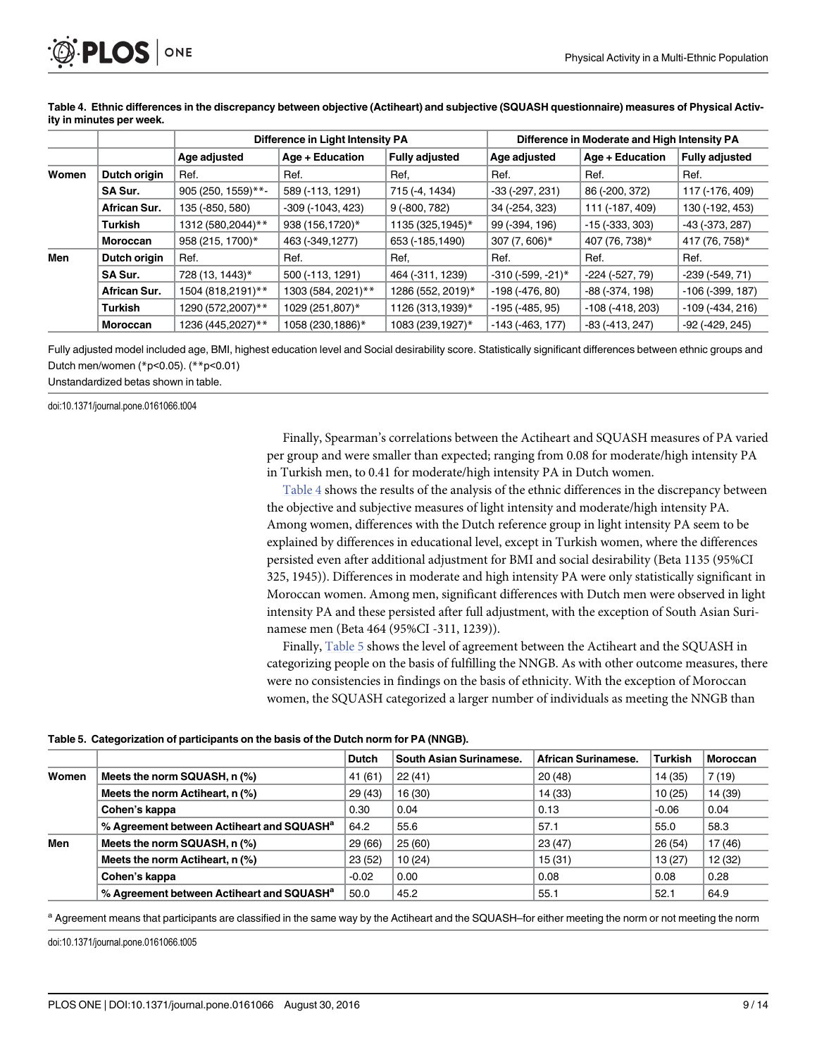**Table 4. Ethnic differences in the discrepancy between objective (Actiheart) and subjective (SQUASH questionnaire) measures of Physical Activity in minutes per week.**

| | | Difference in Light Intensity PA | | | Difference in Moderate and High Intensity PA | | |
|---|---|---|---|---|---|---|---|
| | | Age adjusted | Age + Education | Fully adjusted | Age adjusted | Age + Education | Fully adjusted |
| **Women** | **Dutch origin** | Ref. | Ref. | Ref, | Ref. | Ref. | Ref. |
| | **SA Sur.** | 905 (250, 1559)**- | 589 (-113, 1291) | 715 (-4, 1434) | -33 (-297, 231) | 86 (-200, 372) | 117 (-176, 409) |
| | **African Sur.** | 135 (-850, 580) | -309 (-1043, 423) | 9 (-800, 782) | 34 (-254, 323) | 111 (-187, 409) | 130 (-192, 453) |
| | **Turkish** | 1312 (580,2044)** | 938 (156,1720)* | 1135 (325,1945)* | 99 (-394, 196) | -15 (-333, 303) | -43 (-373, 287) |
| | **Moroccan** | 958 (215, 1700)* | 463 (-349,1277) | 653 (-185,1490) | 307 (7, 606)* | 407 (76, 738)* | 417 (76, 758)* |
| **Men** | **Dutch origin** | Ref. | Ref. | Ref, | Ref. | Ref. | Ref. |
| | **SA Sur.** | 728 (13, 1443)* | 500 (-113, 1291) | 464 (-311, 1239) | -310 (-599, -21)* | -224 (-527, 79) | -239 (-549, 71) |
| | **African Sur.** | 1504 (818,2191)** | 1303 (584, 2021)** | 1286 (552, 2019)* | -198 (-476, 80) | -88 (-374, 198) | -106 (-399, 187) |
| | **Turkish** | 1290 (572,2007)** | 1029 (251,807)* | 1126 (313,1939)* | -195 (-485, 95) | -108 (-418, 203) | -109 (-434, 216) |
| | **Moroccan** | 1236 (445,2027)** | 1058 (230,1886)* | 1083 (239,1927)* | -143 (-463, 177) | -83 (-413, 247) | -92 (-429, 245) |

Fully adjusted model included age, BMI, highest education level and Social desirability score. Statistically significant differences between ethnic groups and Dutch men/women (*p<0.05). (**p<0.01)

Unstandardized betas shown in table.

doi:10.1371/journal.pone.0161066.t004

Finally, Spearman's correlations between the Actiheart and SQUASH measures of PA varied per group and were smaller than expected; ranging from 0.08 for moderate/high intensity PA in Turkish men, to 0.41 for moderate/high intensity PA in Dutch women.

Table 4 shows the results of the analysis of the ethnic differences in the discrepancy between the objective and subjective measures of light intensity and moderate/high intensity PA. Among women, differences with the Dutch reference group in light intensity PA seem to be explained by differences in educational level, except in Turkish women, where the differences persisted even after additional adjustment for BMI and social desirability (Beta 1135 (95%CI 325, 1945)). Differences in moderate and high intensity PA were only statistically significant in Moroccan women. Among men, significant differences with Dutch men were observed in light intensity PA and these persisted after full adjustment, with the exception of South Asian Surinamese men (Beta 464 (95%CI -311, 1239)).

Finally, Table 5 shows the level of agreement between the Actiheart and the SQUASH in categorizing people on the basis of fulfilling the NNGB. As with other outcome measures, there were no consistencies in findings on the basis of ethnicity. With the exception of Moroccan women, the SQUASH categorized a larger number of individuals as meeting the NNGB than

**Table 5. Categorization of participants on the basis of the Dutch norm for PA (NNGB).**

| | | Dutch | South Asian Surinamese. | African Surinamese. | Turkish | Moroccan |
|---|---|---|---|---|---|---|
| **Women** | **Meets the norm SQUASH, n (%)** | 41 (61) | 22 (41) | 20 (48) | 14 (35) | 7 (19) |
| | **Meets the norm Actiheart, n (%)** | 29 (43) | 16 (30) | 14 (33) | 10 (25) | 14 (39) |
| | **Cohen's kappa** | 0.30 | 0.04 | 0.13 | -0.06 | 0.04 |
| | **% Agreement between Actiheart and SQUASH[a]** | 64.2 | 55.6 | 57.1 | 55.0 | 58.3 |
| **Men** | **Meets the norm SQUASH, n (%)** | 29 (66) | 25 (60) | 23 (47) | 26 (54) | 17 (46) |
| | **Meets the norm Actiheart, n (%)** | 23 (52) | 10 (24) | 15 (31) | 13 (27) | 12 (32) |
| | **Cohen's kappa** | -0.02 | 0.00 | 0.08 | 0.08 | 0.28 |
| | **% Agreement between Actiheart and SQUASH[a]** | 50.0 | 45.2 | 55.1 | 52.1 | 64.9 |

[a] Agreement means that participants are classified in the same way by the Actiheart and the SQUASH–for either meeting the norm or not meeting the norm

doi:10.1371/journal.pone.0161066.t005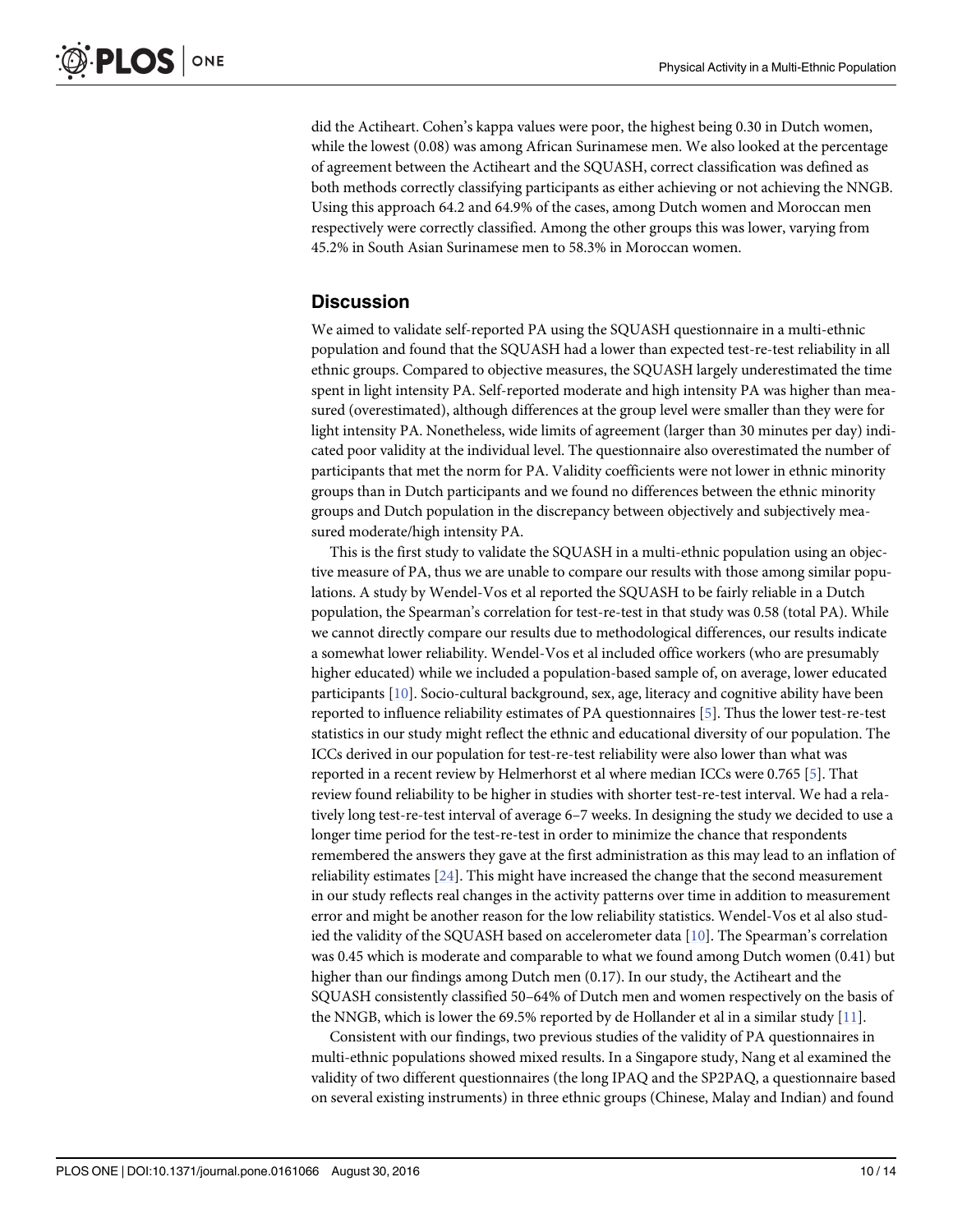did the Actiheart. Cohen's kappa values were poor, the highest being 0.30 in Dutch women, while the lowest (0.08) was among African Surinamese men. We also looked at the percentage of agreement between the Actiheart and the SQUASH, correct classification was defined as both methods correctly classifying participants as either achieving or not achieving the NNGB. Using this approach 64.2 and 64.9% of the cases, among Dutch women and Moroccan men respectively were correctly classified. Among the other groups this was lower, varying from 45.2% in South Asian Surinamese men to 58.3% in Moroccan women.

## Discussion

We aimed to validate self-reported PA using the SQUASH questionnaire in a multi-ethnic population and found that the SQUASH had a lower than expected test-re-test reliability in all ethnic groups. Compared to objective measures, the SQUASH largely underestimated the time spent in light intensity PA. Self-reported moderate and high intensity PA was higher than measured (overestimated), although differences at the group level were smaller than they were for light intensity PA. Nonetheless, wide limits of agreement (larger than 30 minutes per day) indicated poor validity at the individual level. The questionnaire also overestimated the number of participants that met the norm for PA. Validity coefficients were not lower in ethnic minority groups than in Dutch participants and we found no differences between the ethnic minority groups and Dutch population in the discrepancy between objectively and subjectively measured moderate/high intensity PA.

This is the first study to validate the SQUASH in a multi-ethnic population using an objective measure of PA, thus we are unable to compare our results with those among similar populations. A study by Wendel-Vos et al reported the SQUASH to be fairly reliable in a Dutch population, the Spearman's correlation for test-re-test in that study was 0.58 (total PA). While we cannot directly compare our results due to methodological differences, our results indicate a somewhat lower reliability. Wendel-Vos et al included office workers (who are presumably higher educated) while we included a population-based sample of, on average, lower educated participants [10]. Socio-cultural background, sex, age, literacy and cognitive ability have been reported to influence reliability estimates of PA questionnaires [5]. Thus the lower test-re-test statistics in our study might reflect the ethnic and educational diversity of our population. The ICCs derived in our population for test-re-test reliability were also lower than what was reported in a recent review by Helmerhorst et al where median ICCs were 0.765 [5]. That review found reliability to be higher in studies with shorter test-re-test interval. We had a relatively long test-re-test interval of average 6–7 weeks. In designing the study we decided to use a longer time period for the test-re-test in order to minimize the chance that respondents remembered the answers they gave at the first administration as this may lead to an inflation of reliability estimates [24]. This might have increased the change that the second measurement in our study reflects real changes in the activity patterns over time in addition to measurement error and might be another reason for the low reliability statistics. Wendel-Vos et al also studied the validity of the SQUASH based on accelerometer data [10]. The Spearman's correlation was 0.45 which is moderate and comparable to what we found among Dutch women (0.41) but higher than our findings among Dutch men (0.17). In our study, the Actiheart and the SQUASH consistently classified 50–64% of Dutch men and women respectively on the basis of the NNGB, which is lower the 69.5% reported by de Hollander et al in a similar study [11].

Consistent with our findings, two previous studies of the validity of PA questionnaires in multi-ethnic populations showed mixed results. In a Singapore study, Nang et al examined the validity of two different questionnaires (the long IPAQ and the SP2PAQ, a questionnaire based on several existing instruments) in three ethnic groups (Chinese, Malay and Indian) and found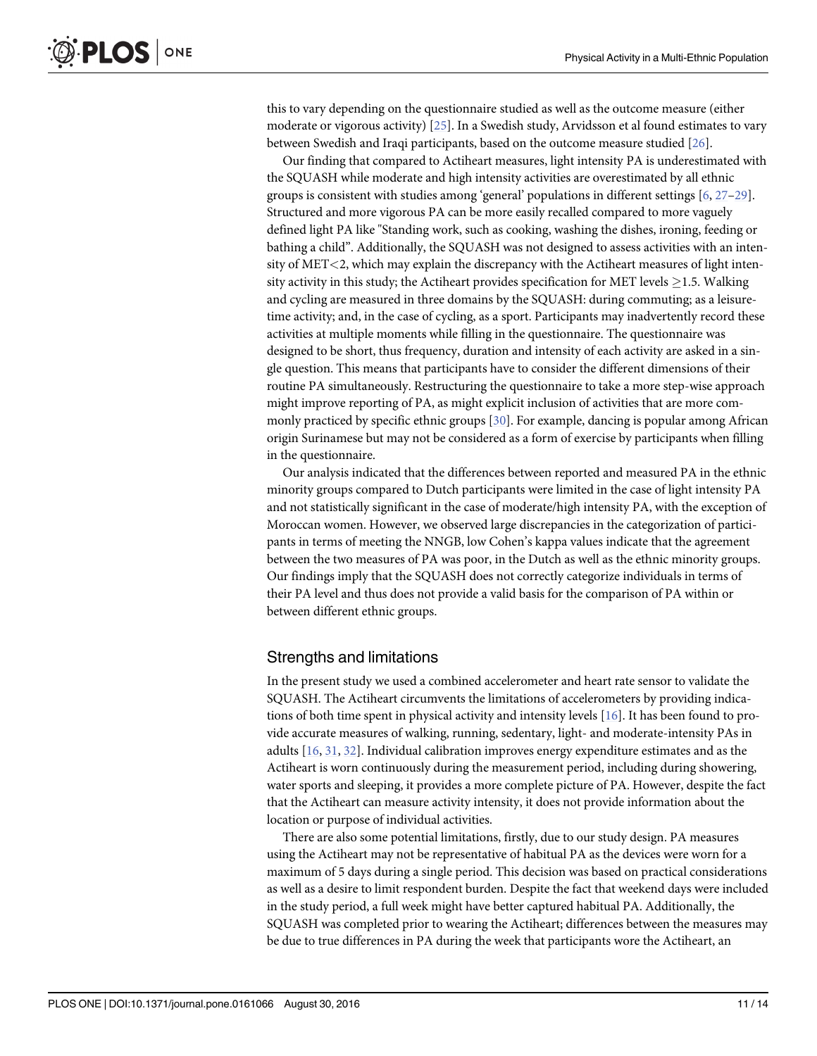this to vary depending on the questionnaire studied as well as the outcome measure (either moderate or vigorous activity) [25]. In a Swedish study, Arvidsson et al found estimates to vary between Swedish and Iraqi participants, based on the outcome measure studied [26].

Our finding that compared to Actiheart measures, light intensity PA is underestimated with the SQUASH while moderate and high intensity activities are overestimated by all ethnic groups is consistent with studies among 'general' populations in different settings [6, 27–29]. Structured and more vigorous PA can be more easily recalled compared to more vaguely defined light PA like "Standing work, such as cooking, washing the dishes, ironing, feeding or bathing a child". Additionally, the SQUASH was not designed to assess activities with an intensity of MET<2, which may explain the discrepancy with the Actiheart measures of light intensity activity in this study; the Actiheart provides specification for MET levels $\geq$1.5. Walking and cycling are measured in three domains by the SQUASH: during commuting; as a leisure-time activity; and, in the case of cycling, as a sport. Participants may inadvertently record these activities at multiple moments while filling in the questionnaire. The questionnaire was designed to be short, thus frequency, duration and intensity of each activity are asked in a single question. This means that participants have to consider the different dimensions of their routine PA simultaneously. Restructuring the questionnaire to take a more step-wise approach might improve reporting of PA, as might explicit inclusion of activities that are more commonly practiced by specific ethnic groups [30]. For example, dancing is popular among African origin Surinamese but may not be considered as a form of exercise by participants when filling in the questionnaire.

Our analysis indicated that the differences between reported and measured PA in the ethnic minority groups compared to Dutch participants were limited in the case of light intensity PA and not statistically significant in the case of moderate/high intensity PA, with the exception of Moroccan women. However, we observed large discrepancies in the categorization of participants in terms of meeting the NNGB, low Cohen's kappa values indicate that the agreement between the two measures of PA was poor, in the Dutch as well as the ethnic minority groups. Our findings imply that the SQUASH does not correctly categorize individuals in terms of their PA level and thus does not provide a valid basis for the comparison of PA within or between different ethnic groups.

## Strengths and limitations

In the present study we used a combined accelerometer and heart rate sensor to validate the SQUASH. The Actiheart circumvents the limitations of accelerometers by providing indications of both time spent in physical activity and intensity levels [16]. It has been found to provide accurate measures of walking, running, sedentary, light- and moderate-intensity PAs in adults [16, 31, 32]. Individual calibration improves energy expenditure estimates and as the Actiheart is worn continuously during the measurement period, including during showering, water sports and sleeping, it provides a more complete picture of PA. However, despite the fact that the Actiheart can measure activity intensity, it does not provide information about the location or purpose of individual activities.

There are also some potential limitations, firstly, due to our study design. PA measures using the Actiheart may not be representative of habitual PA as the devices were worn for a maximum of 5 days during a single period. This decision was based on practical considerations as well as a desire to limit respondent burden. Despite the fact that weekend days were included in the study period, a full week might have better captured habitual PA. Additionally, the SQUASH was completed prior to wearing the Actiheart; differences between the measures may be due to true differences in PA during the week that participants wore the Actiheart, an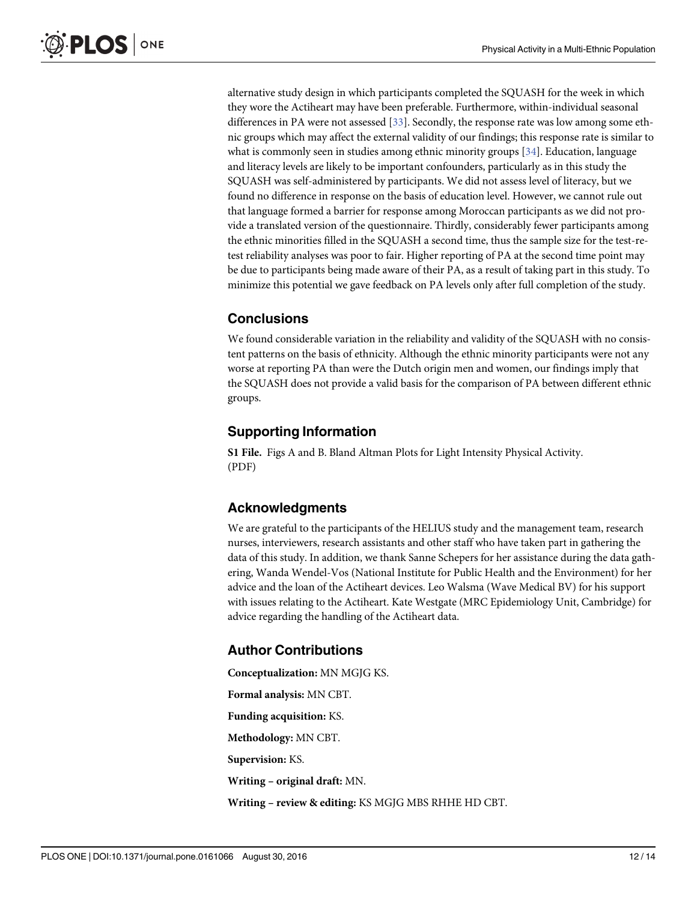alternative study design in which participants completed the SQUASH for the week in which they wore the Actiheart may have been preferable. Furthermore, within-individual seasonal differences in PA were not assessed [33]. Secondly, the response rate was low among some ethnic groups which may affect the external validity of our findings; this response rate is similar to what is commonly seen in studies among ethnic minority groups [34]. Education, language and literacy levels are likely to be important confounders, particularly as in this study the SQUASH was self-administered by participants. We did not assess level of literacy, but we found no difference in response on the basis of education level. However, we cannot rule out that language formed a barrier for response among Moroccan participants as we did not provide a translated version of the questionnaire. Thirdly, considerably fewer participants among the ethnic minorities filled in the SQUASH a second time, thus the sample size for the test-retest reliability analyses was poor to fair. Higher reporting of PA at the second time point may be due to participants being made aware of their PA, as a result of taking part in this study. To minimize this potential we gave feedback on PA levels only after full completion of the study.

## Conclusions

We found considerable variation in the reliability and validity of the SQUASH with no consistent patterns on the basis of ethnicity. Although the ethnic minority participants were not any worse at reporting PA than were the Dutch origin men and women, our findings imply that the SQUASH does not provide a valid basis for the comparison of PA between different ethnic groups.

## Supporting Information

**S1 File.** Figs A and B. Bland Altman Plots for Light Intensity Physical Activity.
(PDF)

## Acknowledgments

We are grateful to the participants of the HELIUS study and the management team, research nurses, interviewers, research assistants and other staff who have taken part in gathering the data of this study. In addition, we thank Sanne Schepers for her assistance during the data gathering, Wanda Wendel-Vos (National Institute for Public Health and the Environment) for her advice and the loan of the Actiheart devices. Leo Walsma (Wave Medical BV) for his support with issues relating to the Actiheart. Kate Westgate (MRC Epidemiology Unit, Cambridge) for advice regarding the handling of the Actiheart data.

## Author Contributions

**Conceptualization:** MN MGJG KS.

**Formal analysis:** MN CBT.

**Funding acquisition:** KS.

**Methodology:** MN CBT.

**Supervision:** KS.

**Writing – original draft:** MN.

**Writing – review & editing:** KS MGJG MBS RHHE HD CBT.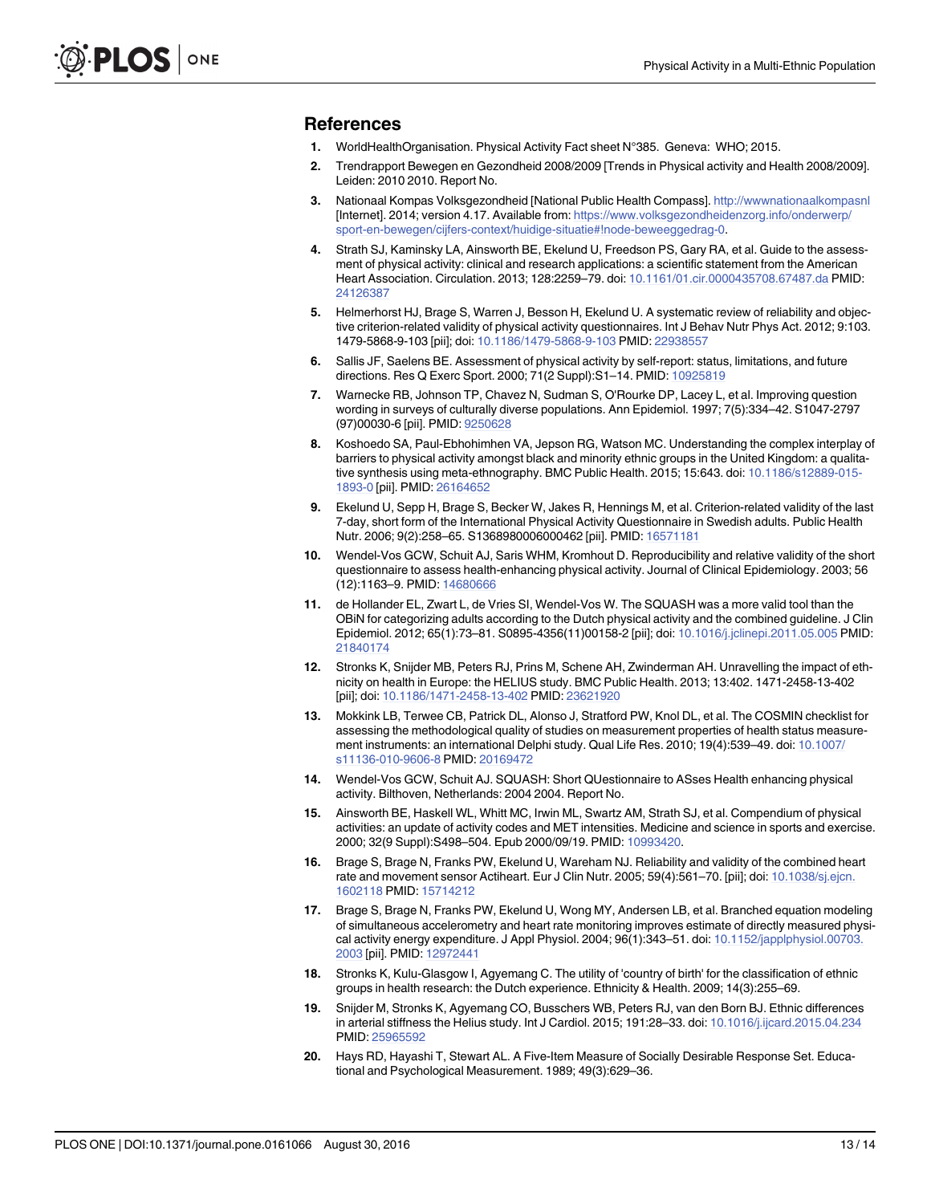## References

1. WorldHealthOrganisation. Physical Activity Fact sheet N°385. Geneva: WHO; 2015.
2. Trendrapport Bewegen en Gezondheid 2008/2009 [Trends in Physical activity and Health 2008/2009]. Leiden: 2010 2010. Report No.
3. Nationaal Kompas Volksgezondheid [National Public Health Compass]. http://wwwnationaalkompasnl [Internet]. 2014; version 4.17. Available from: https://www.volksgezondheidenzorg.info/onderwerp/sport-en-bewegen/cijfers-context/huidige-situatie#!node-beweeggedrag-0.
4. Strath SJ, Kaminsky LA, Ainsworth BE, Ekelund U, Freedson PS, Gary RA, et al. Guide to the assessment of physical activity: clinical and research applications: a scientific statement from the American Heart Association. Circulation. 2013; 128:2259–79. doi: 10.1161/01.cir.0000435708.67487.da PMID: 24126387
5. Helmerhorst HJ, Brage S, Warren J, Besson H, Ekelund U. A systematic review of reliability and objective criterion-related validity of physical activity questionnaires. Int J Behav Nutr Phys Act. 2012; 9:103. 1479-5868-9-103 [pii]; doi: 10.1186/1479-5868-9-103 PMID: 22938557
6. Sallis JF, Saelens BE. Assessment of physical activity by self-report: status, limitations, and future directions. Res Q Exerc Sport. 2000; 71(2 Suppl):S1–14. PMID: 10925819
7. Warnecke RB, Johnson TP, Chavez N, Sudman S, O'Rourke DP, Lacey L, et al. Improving question wording in surveys of culturally diverse populations. Ann Epidemiol. 1997; 7(5):334–42. S1047-2797(97)00030-6 [pii]. PMID: 9250628
8. Koshoedo SA, Paul-Ebhohimhen VA, Jepson RG, Watson MC. Understanding the complex interplay of barriers to physical activity amongst black and minority ethnic groups in the United Kingdom: a qualitative synthesis using meta-ethnography. BMC Public Health. 2015; 15:643. doi: 10.1186/s12889-015-1893-0 [pii]. PMID: 26164652
9. Ekelund U, Sepp H, Brage S, Becker W, Jakes R, Hennings M, et al. Criterion-related validity of the last 7-day, short form of the International Physical Activity Questionnaire in Swedish adults. Public Health Nutr. 2006; 9(2):258–65. S1368980006000462 [pii]. PMID: 16571181
10. Wendel-Vos GCW, Schuit AJ, Saris WHM, Kromhout D. Reproducibility and relative validity of the short questionnaire to assess health-enhancing physical activity. Journal of Clinical Epidemiology. 2003; 56 (12):1163–9. PMID: 14680666
11. de Hollander EL, Zwart L, de Vries SI, Wendel-Vos W. The SQUASH was a more valid tool than the OBiN for categorizing adults according to the Dutch physical activity and the combined guideline. J Clin Epidemiol. 2012; 65(1):73–81. S0895-4356(11)00158-2 [pii]; doi: 10.1016/j.jclinepi.2011.05.005 PMID: 21840174
12. Stronks K, Snijder MB, Peters RJ, Prins M, Schene AH, Zwinderman AH. Unravelling the impact of ethnicity on health in Europe: the HELIUS study. BMC Public Health. 2013; 13:402. 1471-2458-13-402 [pii]; doi: 10.1186/1471-2458-13-402 PMID: 23621920
13. Mokkink LB, Terwee CB, Patrick DL, Alonso J, Stratford PW, Knol DL, et al. The COSMIN checklist for assessing the methodological quality of studies on measurement properties of health status measurement instruments: an international Delphi study. Qual Life Res. 2010; 19(4):539–49. doi: 10.1007/s11136-010-9606-8 PMID: 20169472
14. Wendel-Vos GCW, Schuit AJ. SQUASH: Short QUestionnaire to ASses Health enhancing physical activity. Bilthoven, Netherlands: 2004 2004. Report No.
15. Ainsworth BE, Haskell WL, Whitt MC, Irwin ML, Swartz AM, Strath SJ, et al. Compendium of physical activities: an update of activity codes and MET intensities. Medicine and science in sports and exercise. 2000; 32(9 Suppl):S498–504. Epub 2000/09/19. PMID: 10993420.
16. Brage S, Brage N, Franks PW, Ekelund U, Wareham NJ. Reliability and validity of the combined heart rate and movement sensor Actiheart. Eur J Clin Nutr. 2005; 59(4):561–70. [pii]; doi: 10.1038/sj.ejcn.1602118 PMID: 15714212
17. Brage S, Brage N, Franks PW, Ekelund U, Wong MY, Andersen LB, et al. Branched equation modeling of simultaneous accelerometry and heart rate monitoring improves estimate of directly measured physical activity energy expenditure. J Appl Physiol. 2004; 96(1):343–51. doi: 10.1152/japplphysiol.00703.2003 [pii]. PMID: 12972441
18. Stronks K, Kulu-Glasgow I, Agyemang C. The utility of 'country of birth' for the classification of ethnic groups in health research: the Dutch experience. Ethnicity & Health. 2009; 14(3):255–69.
19. Snijder M, Stronks K, Agyemang CO, Busschers WB, Peters RJ, van den Born BJ. Ethnic differences in arterial stiffness the Helius study. Int J Cardiol. 2015; 191:28–33. doi: 10.1016/j.ijcard.2015.04.234 PMID: 25965592
20. Hays RD, Hayashi T, Stewart AL. A Five-Item Measure of Socially Desirable Response Set. Educational and Psychological Measurement. 1989; 49(3):629–36.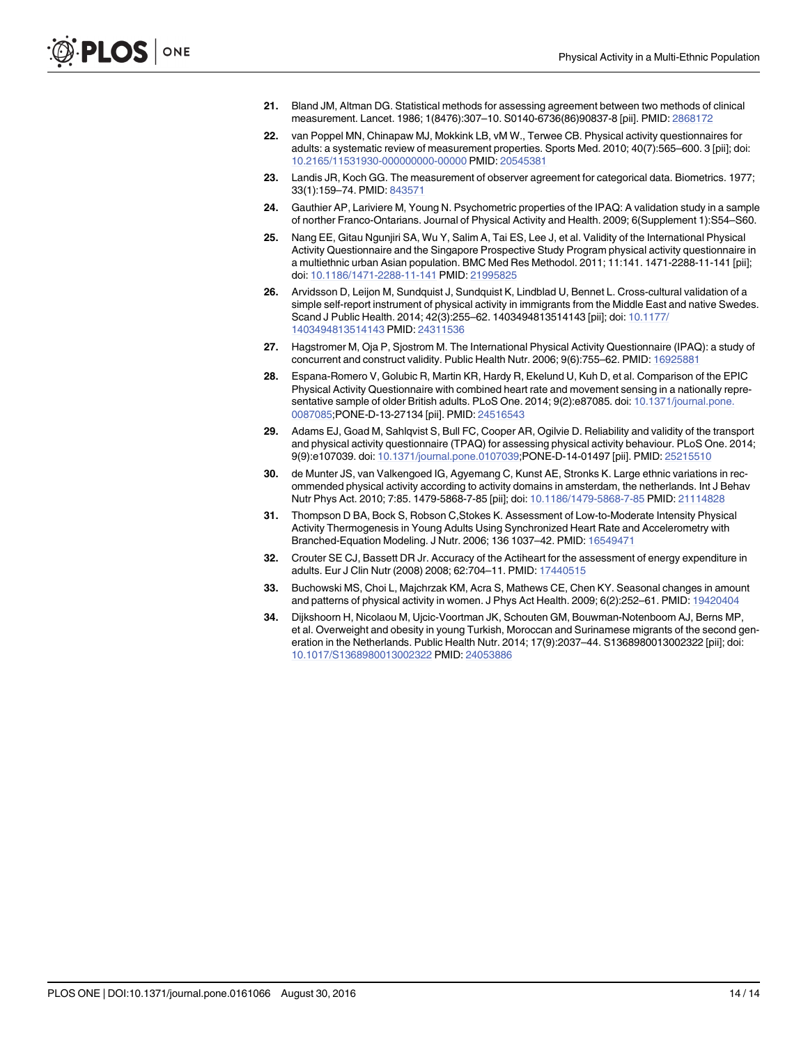21. Bland JM, Altman DG. Statistical methods for assessing agreement between two methods of clinical measurement. Lancet. 1986; 1(8476):307–10. S0140-6736(86)90837-8 [pii]. PMID: 2868172
22. van Poppel MN, Chinapaw MJ, Mokkink LB, vM W., Terwee CB. Physical activity questionnaires for adults: a systematic review of measurement properties. Sports Med. 2010; 40(7):565–600. 3 [pii]; doi: 10.2165/11531930-000000000-00000 PMID: 20545381
23. Landis JR, Koch GG. The measurement of observer agreement for categorical data. Biometrics. 1977; 33(1):159–74. PMID: 843571
24. Gauthier AP, Lariviere M, Young N. Psychometric properties of the IPAQ: A validation study in a sample of norther Franco-Ontarians. Journal of Physical Activity and Health. 2009; 6(Supplement 1):S54–S60.
25. Nang EE, Gitau Ngunjiri SA, Wu Y, Salim A, Tai ES, Lee J, et al. Validity of the International Physical Activity Questionnaire and the Singapore Prospective Study Program physical activity questionnaire in a multiethnic urban Asian population. BMC Med Res Methodol. 2011; 11:141. 1471-2288-11-141 [pii]; doi: 10.1186/1471-2288-11-141 PMID: 21995825
26. Arvidsson D, Leijon M, Sundquist J, Sundquist K, Lindblad U, Bennet L. Cross-cultural validation of a simple self-report instrument of physical activity in immigrants from the Middle East and native Swedes. Scand J Public Health. 2014; 42(3):255–62. 1403494813514143 [pii]; doi: 10.1177/1403494813514143 PMID: 24311536
27. Hagstromer M, Oja P, Sjostrom M. The International Physical Activity Questionnaire (IPAQ): a study of concurrent and construct validity. Public Health Nutr. 2006; 9(6):755–62. PMID: 16925881
28. Espana-Romero V, Golubic R, Martin KR, Hardy R, Ekelund U, Kuh D, et al. Comparison of the EPIC Physical Activity Questionnaire with combined heart rate and movement sensing in a nationally representative sample of older British adults. PLoS One. 2014; 9(2):e87085. doi: 10.1371/journal.pone.0087085;PONE-D-13-27134 [pii]. PMID: 24516543
29. Adams EJ, Goad M, Sahlqvist S, Bull FC, Cooper AR, Ogilvie D. Reliability and validity of the transport and physical activity questionnaire (TPAQ) for assessing physical activity behaviour. PLoS One. 2014; 9(9):e107039. doi: 10.1371/journal.pone.0107039;PONE-D-14-01497 [pii]. PMID: 25215510
30. de Munter JS, van Valkengoed IG, Agyemang C, Kunst AE, Stronks K. Large ethnic variations in recommended physical activity according to activity domains in amsterdam, the netherlands. Int J Behav Nutr Phys Act. 2010; 7:85. 1479-5868-7-85 [pii]; doi: 10.1186/1479-5868-7-85 PMID: 21114828
31. Thompson D BA, Bock S, Robson C,Stokes K. Assessment of Low-to-Moderate Intensity Physical Activity Thermogenesis in Young Adults Using Synchronized Heart Rate and Accelerometry with Branched-Equation Modeling. J Nutr. 2006; 136 1037–42. PMID: 16549471
32. Crouter SE CJ, Bassett DR Jr. Accuracy of the Actiheart for the assessment of energy expenditure in adults. Eur J Clin Nutr (2008) 2008; 62:704–11. PMID: 17440515
33. Buchowski MS, Choi L, Majchrzak KM, Acra S, Mathews CE, Chen KY. Seasonal changes in amount and patterns of physical activity in women. J Phys Act Health. 2009; 6(2):252–61. PMID: 19420404
34. Dijkshoorn H, Nicolaou M, Ujcic-Voortman JK, Schouten GM, Bouwman-Notenboom AJ, Berns MP, et al. Overweight and obesity in young Turkish, Moroccan and Surinamese migrants of the second generation in the Netherlands. Public Health Nutr. 2014; 17(9):2037–44. S1368980013002322 [pii]; doi: 10.1017/S1368980013002322 PMID: 24053886